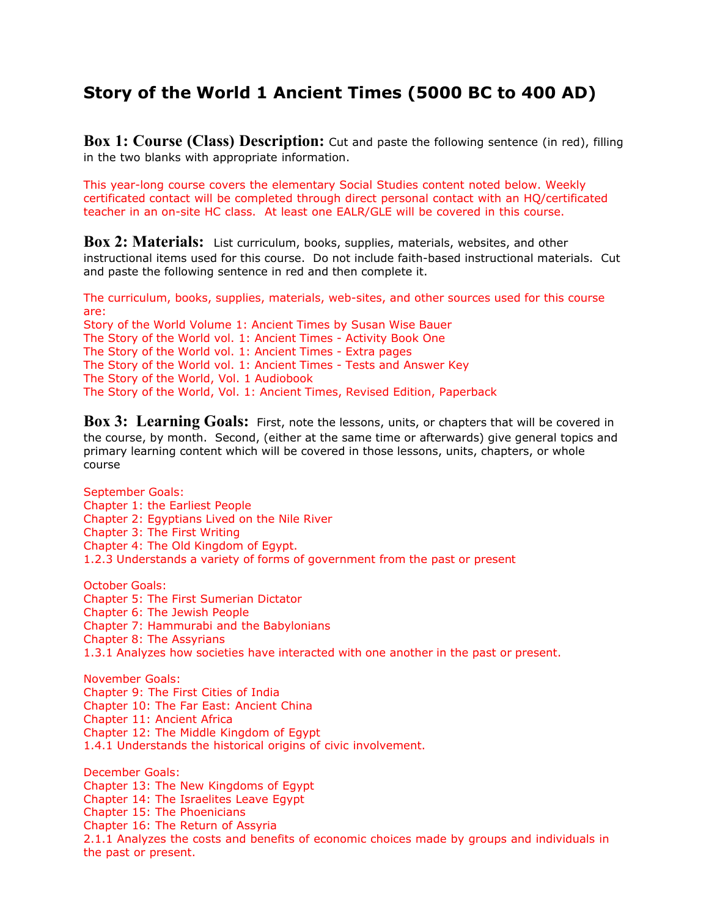# Story of the World 1 Ancient Times (5000 BC to 400 AD)

**Box 1: Course (Class) Description:** Cut and paste the following sentence (in red), filling in the two blanks with appropriate information.

This year-long course covers the elementary Social Studies content noted below. Weekly certificated contact will be completed through direct personal contact with an HQ/certificated teacher in an on-site HC class. At least one EALR/GLE will be covered in this course.

**Box 2: Materials:** List curriculum, books, supplies, materials, websites, and other instructional items used for this course. Do not include faith-based instructional materials. Cut and paste the following sentence in red and then complete it.

The curriculum, books, supplies, materials, web-sites, and other sources used for this course are:
Story of the World Volume 1: Ancient Times by Susan Wise Bauer
The Story of the World vol. 1: Ancient Times - Activity Book One
The Story of the World vol. 1: Ancient Times - Extra pages
The Story of the World vol. 1: Ancient Times - Tests and Answer Key
The Story of the World, Vol. 1 Audiobook
The Story of the World, Vol. 1: Ancient Times, Revised Edition, Paperback

**Box 3: Learning Goals:** First, note the lessons, units, or chapters that will be covered in the course, by month. Second, (either at the same time or afterwards) give general topics and primary learning content which will be covered in those lessons, units, chapters, or whole course

September Goals:
Chapter 1: the Earliest People
Chapter 2: Egyptians Lived on the Nile River
Chapter 3: The First Writing
Chapter 4: The Old Kingdom of Egypt.
1.2.3 Understands a variety of forms of government from the past or present

October Goals:
Chapter 5: The First Sumerian Dictator
Chapter 6: The Jewish People
Chapter 7: Hammurabi and the Babylonians
Chapter 8: The Assyrians
1.3.1 Analyzes how societies have interacted with one another in the past or present.

November Goals:
Chapter 9: The First Cities of India
Chapter 10: The Far East: Ancient China
Chapter 11: Ancient Africa
Chapter 12: The Middle Kingdom of Egypt
1.4.1 Understands the historical origins of civic involvement.

December Goals:
Chapter 13: The New Kingdoms of Egypt
Chapter 14: The Israelites Leave Egypt
Chapter 15: The Phoenicians
Chapter 16: The Return of Assyria
2.1.1 Analyzes the costs and benefits of economic choices made by groups and individuals in the past or present.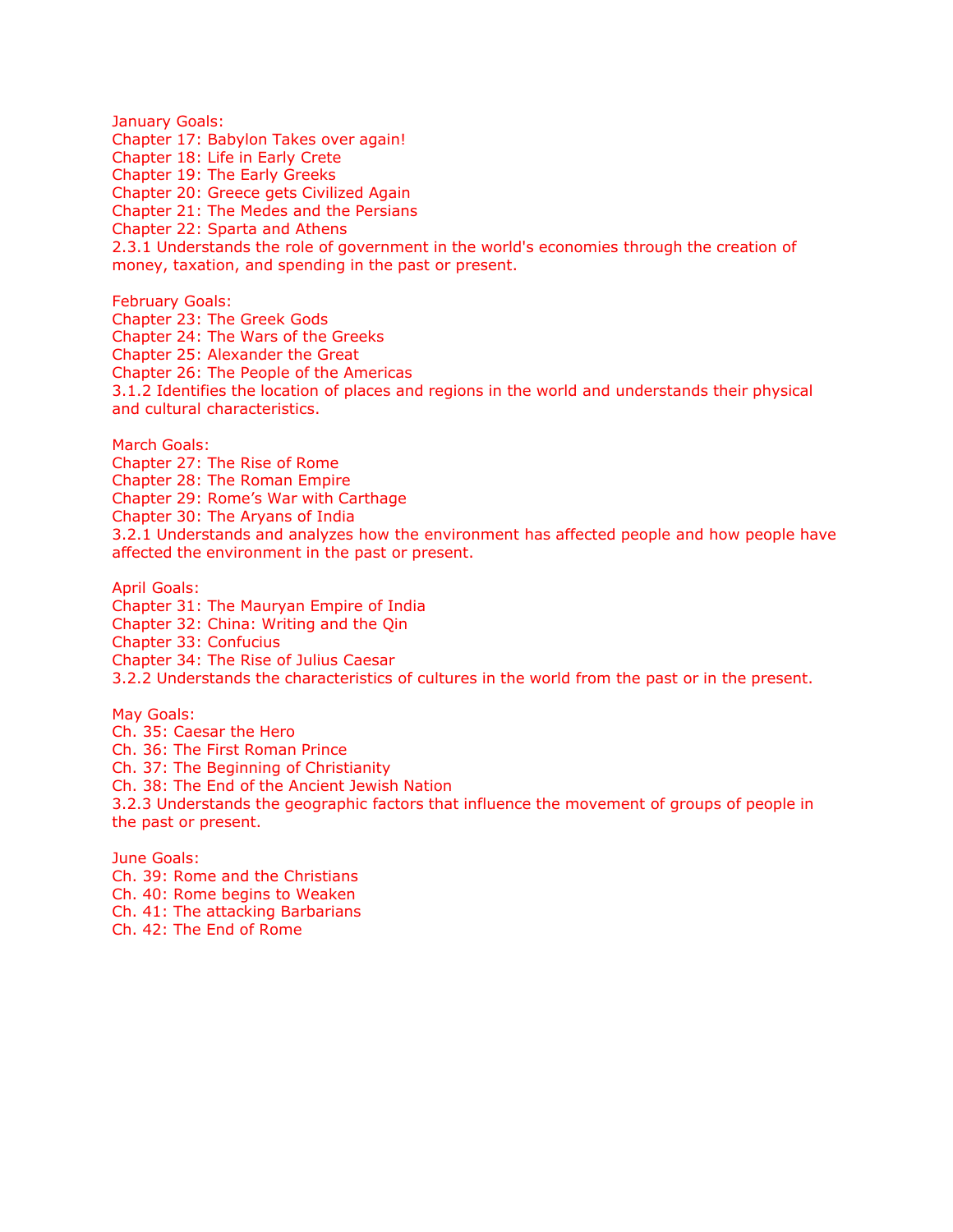January Goals:
Chapter 17: Babylon Takes over again!
Chapter 18: Life in Early Crete
Chapter 19: The Early Greeks
Chapter 20: Greece gets Civilized Again
Chapter 21: The Medes and the Persians
Chapter 22: Sparta and Athens
2.3.1 Understands the role of government in the world's economies through the creation of money, taxation, and spending in the past or present.

February Goals:
Chapter 23: The Greek Gods
Chapter 24: The Wars of the Greeks
Chapter 25: Alexander the Great
Chapter 26: The People of the Americas
3.1.2 Identifies the location of places and regions in the world and understands their physical and cultural characteristics.

March Goals:
Chapter 27: The Rise of Rome
Chapter 28: The Roman Empire
Chapter 29: Rome's War with Carthage
Chapter 30: The Aryans of India
3.2.1 Understands and analyzes how the environment has affected people and how people have affected the environment in the past or present.

April Goals:
Chapter 31: The Mauryan Empire of India
Chapter 32: China: Writing and the Qin
Chapter 33: Confucius
Chapter 34: The Rise of Julius Caesar
3.2.2 Understands the characteristics of cultures in the world from the past or in the present.

May Goals:
Ch. 35: Caesar the Hero
Ch. 36: The First Roman Prince
Ch. 37: The Beginning of Christianity
Ch. 38: The End of the Ancient Jewish Nation
3.2.3 Understands the geographic factors that influence the movement of groups of people in the past or present.

June Goals:
Ch. 39: Rome and the Christians
Ch. 40: Rome begins to Weaken
Ch. 41: The attacking Barbarians
Ch. 42: The End of Rome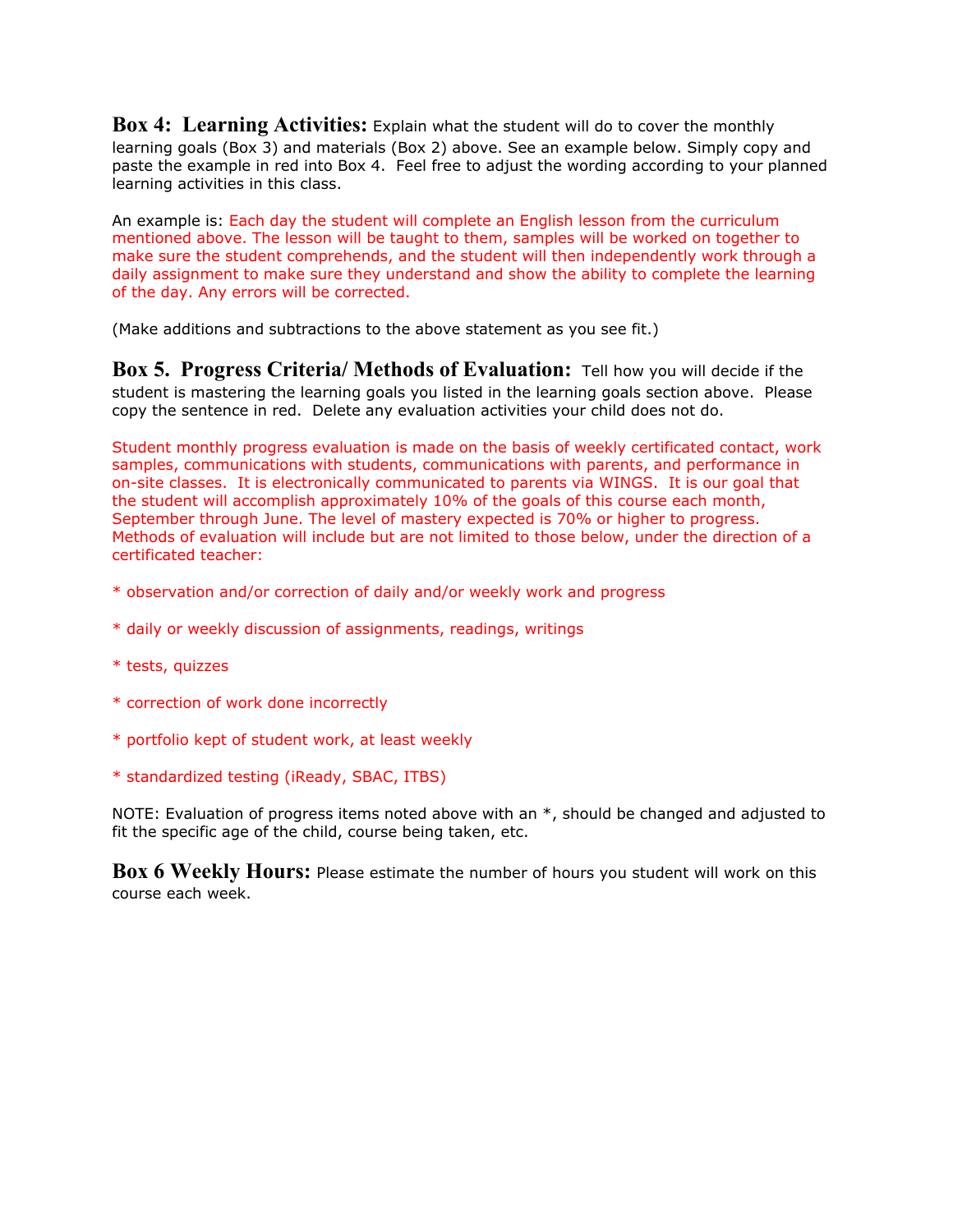**Box 4: Learning Activities:** Explain what the student will do to cover the monthly learning goals (Box 3) and materials (Box 2) above. See an example below. Simply copy and paste the example in red into Box 4. Feel free to adjust the wording according to your planned learning activities in this class.

An example is: Each day the student will complete an English lesson from the curriculum mentioned above. The lesson will be taught to them, samples will be worked on together to make sure the student comprehends, and the student will then independently work through a daily assignment to make sure they understand and show the ability to complete the learning of the day. Any errors will be corrected.

(Make additions and subtractions to the above statement as you see fit.)

**Box 5. Progress Criteria/ Methods of Evaluation:** Tell how you will decide if the student is mastering the learning goals you listed in the learning goals section above. Please copy the sentence in red. Delete any evaluation activities your child does not do.

Student monthly progress evaluation is made on the basis of weekly certificated contact, work samples, communications with students, communications with parents, and performance in on-site classes. It is electronically communicated to parents via WINGS. It is our goal that the student will accomplish approximately 10% of the goals of this course each month, September through June. The level of mastery expected is 70% or higher to progress. Methods of evaluation will include but are not limited to those below, under the direction of a certificated teacher:

* observation and/or correction of daily and/or weekly work and progress

* daily or weekly discussion of assignments, readings, writings

* tests, quizzes

* correction of work done incorrectly

* portfolio kept of student work, at least weekly

* standardized testing (iReady, SBAC, ITBS)

NOTE: Evaluation of progress items noted above with an *, should be changed and adjusted to fit the specific age of the child, course being taken, etc.

**Box 6 Weekly Hours:** Please estimate the number of hours you student will work on this course each week.